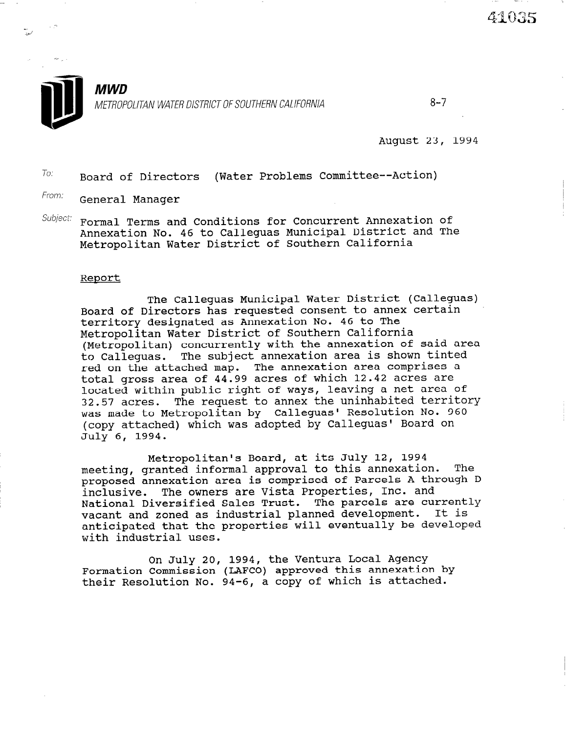41035

**MWD**

*METROPOLITAN WATER DISTRICT OF SOUTHERN CALIFORNIA*

8-7

August 23, 1994

To: Board of Directors (Water Problems Committee--Action)

From: General Manager

Subject: Formal Terms and Conditions for Concurrent Annexation of Annexation No. 46 to Calleguas Municipal District and The Metropolitan Water District of Southern California

## Report

The Calleguas Municipal Water District (Calleguas) Board of Directors has requested consent to annex certain territory designated as Annexation No. 46 to The Metropolitan Water District of Southern California (Metropolitan) concurrently with the annexation of said area to Calleguas. The subject annexation area is shown tinted red on the attached map. The annexation area comprises a total gross area of 44.99 acres of which 12.42 acres are located within public right of ways, leaving a net area of 32.57 acres. The request to annex the uninhabited territory was made to Metropolitan by Calleguas' Resolution No. 960 (copy attached) which was adopted by Calleguas' Board on July 6, 1994.

Metropolitan's Board, at its July 12, 1994 meeting, granted informal approval to this annexation. The proposed annexation area is comprised of Parcels A through D inclusive. The owners are Vista Properties, Inc. and National Diversified Sales Trust. The parcels are currently vacant and zoned as industrial planned development. It is anticipated that the properties will eventually be developed with industrial uses.

On July 20, 1994, the Ventura Local Agency Formation Commission (LAFCO) approved this annexation by their Resolution No. 94-6, a copy of which is attached.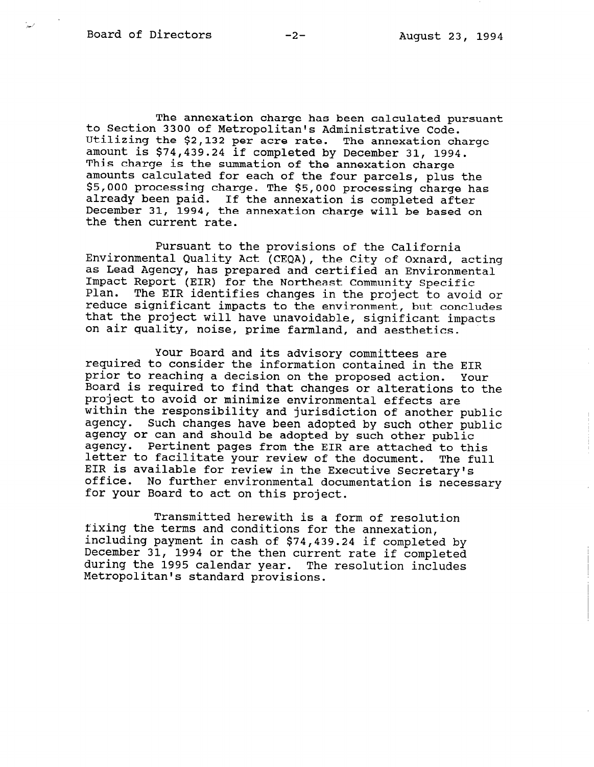The annexation charge has been calculated pursuant to Section 3300 of Metropolitan's Administrative Code. Utilizing the $2,132 per acre rate. The annexation charge amount is $74,439.24 if completed by December 31, 1994. This charge is the summation of the annexation charge amounts calculated for each of the four parcels, plus the $5,000 processing charge. The $5,000 processing charge has already been paid. If the annexation is completed after December 31, 1994, the annexation charge will be based on the then current rate.

Pursuant to the provisions of the California Environmental Quality Act (CEQA), the City of Oxnard, acting as Lead Agency, has prepared and certified an Environmental Impact Report (EIR) for the Northeast Community Specific Plan. The EIR identifies changes in the project to avoid or reduce significant impacts to the environment, but concludes that the project will have unavoidable, significant impacts on air quality, noise, prime farmland, and aesthetics.

Your Board and its advisory committees are required to consider the information contained in the EIR prior to reaching a decision on the proposed action. Your Board is required to find that changes or alterations to the project to avoid or minimize environmental effects are within the responsibility and jurisdiction of another public agency. Such changes have been adopted by such other public agency or can and should be adopted by such other public agency. Pertinent pages from the EIR are attached to this letter to facilitate your review of the document. The full EIR is available for review in the Executive Secretary's office. No further environmental documentation is necessary for your Board to act on this project.

Transmitted herewith is a form of resolution fixing the terms and conditions for the annexation, including payment in cash of $74,439.24 if completed by December 31, 1994 or the then current rate if completed during the 1995 calendar year. The resolution includes Metropolitan's standard provisions.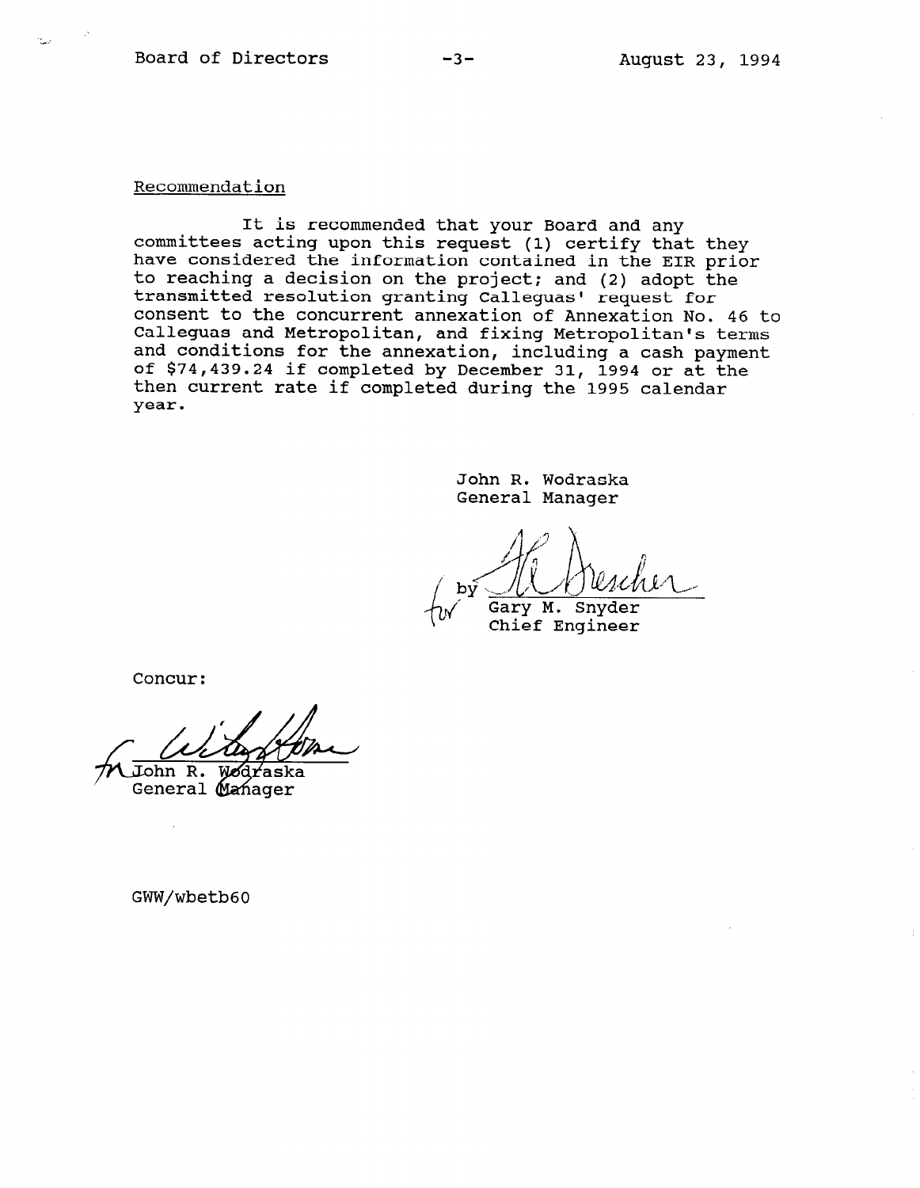Recommendation

It is recommended that your Board and any committees acting upon this request (1) certify that they have considered the information contained in the EIR prior to reaching a decision on the project; and (2) adopt the transmitted resolution granting Calleguas' request for consent to the concurrent annexation of Annexation No. 46 to Calleguas and Metropolitan, and fixing Metropolitan's terms and conditions for the annexation, including a cash payment of $74,439.24 if completed by December 31, 1994 or at the then current rate if completed during the 1995 calendar year.

John R. Wodraska
General Manager

for by Gary M. Snyder
Chief Engineer

Concur:

for John R. Wodraska
General Manager

GWW/wbetb60